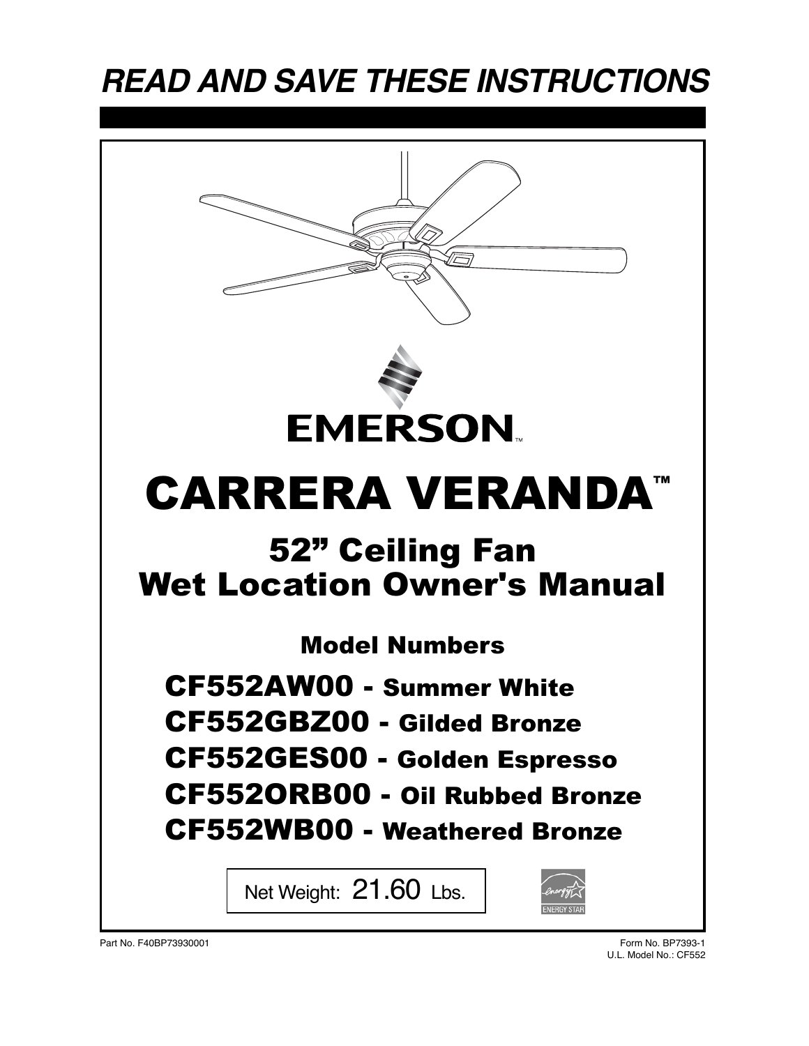# READ AND SAVE THESE INSTRUCTIONS

EMERSON™

# CARRERA VERANDA™

## 52" Ceiling Fan
## Wet Location Owner's Manual

### Model Numbers

**CF552AW00** - Summer White
**CF552GBZ00** - Gilded Bronze
**CF552GES00** - Golden Espresso
**CF552ORB00** - Oil Rubbed Bronze
**CF552WB00** - Weathered Bronze

Net Weight: 21.60 Lbs.

ENERGY STAR

Part No. F40BP73930001

Form No. BP7393-1
U.L. Model No.: CF552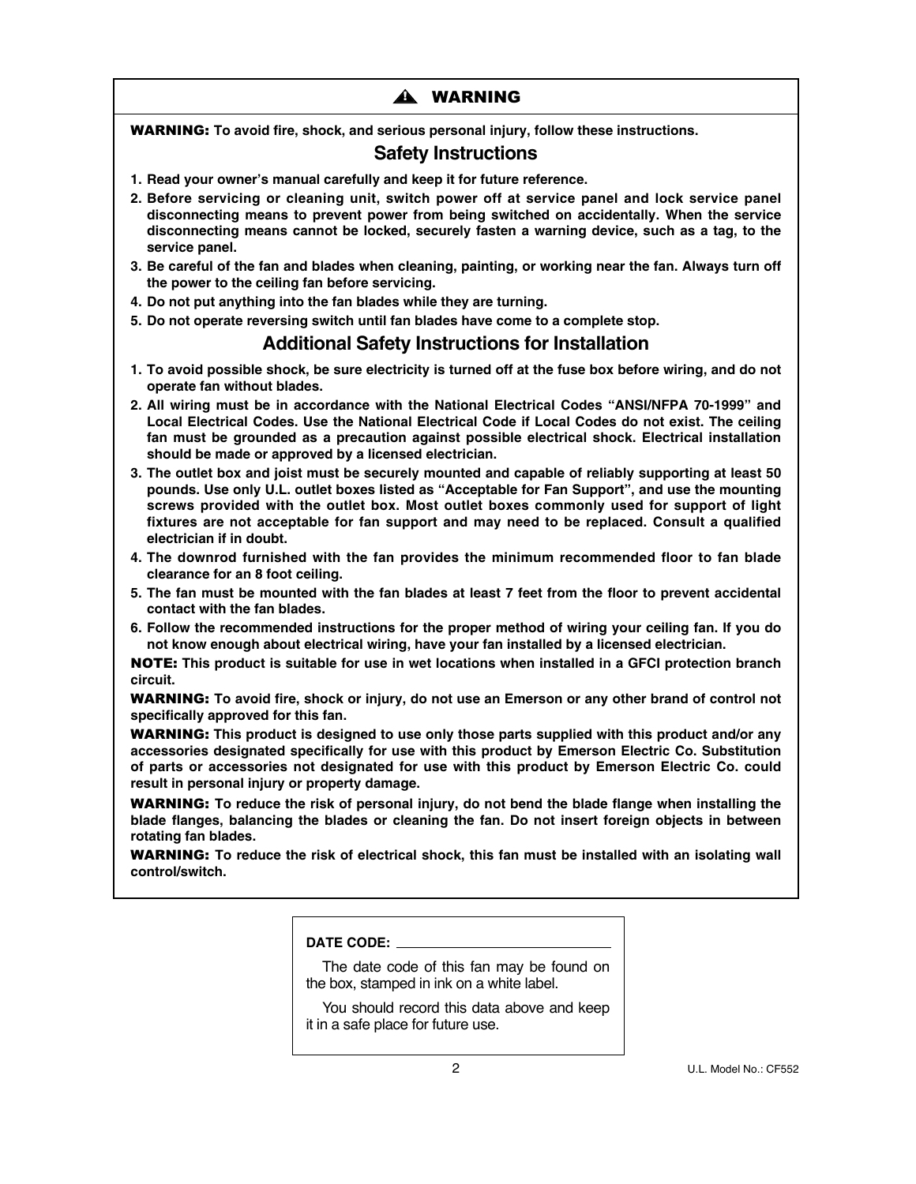## ⚠ WARNING

**WARNING: To avoid fire, shock, and serious personal injury, follow these instructions.**

## Safety Instructions

1. **Read your owner's manual carefully and keep it for future reference.**
2. **Before servicing or cleaning unit, switch power off at service panel and lock service panel disconnecting means to prevent power from being switched on accidentally. When the service disconnecting means cannot be locked, securely fasten a warning device, such as a tag, to the service panel.**
3. **Be careful of the fan and blades when cleaning, painting, or working near the fan. Always turn off the power to the ceiling fan before servicing.**
4. **Do not put anything into the fan blades while they are turning.**
5. **Do not operate reversing switch until fan blades have come to a complete stop.**

## Additional Safety Instructions for Installation

1. **To avoid possible shock, be sure electricity is turned off at the fuse box before wiring, and do not operate fan without blades.**
2. **All wiring must be in accordance with the National Electrical Codes "ANSI/NFPA 70-1999" and Local Electrical Codes. Use the National Electrical Code if Local Codes do not exist. The ceiling fan must be grounded as a precaution against possible electrical shock. Electrical installation should be made or approved by a licensed electrician.**
3. **The outlet box and joist must be securely mounted and capable of reliably supporting at least 50 pounds. Use only U.L. outlet boxes listed as "Acceptable for Fan Support", and use the mounting screws provided with the outlet box. Most outlet boxes commonly used for support of light fixtures are not acceptable for fan support and may need to be replaced. Consult a qualified electrician if in doubt.**
4. **The downrod furnished with the fan provides the minimum recommended floor to fan blade clearance for an 8 foot ceiling.**
5. **The fan must be mounted with the fan blades at least 7 feet from the floor to prevent accidental contact with the fan blades.**
6. **Follow the recommended instructions for the proper method of wiring your ceiling fan. If you do not know enough about electrical wiring, have your fan installed by a licensed electrician.**

**NOTE: This product is suitable for use in wet locations when installed in a GFCI protection branch circuit.**

**WARNING: To avoid fire, shock or injury, do not use an Emerson or any other brand of control not specifically approved for this fan.**

**WARNING: This product is designed to use only those parts supplied with this product and/or any accessories designated specifically for use with this product by Emerson Electric Co. Substitution of parts or accessories not designated for use with this product by Emerson Electric Co. could result in personal injury or property damage.**

**WARNING: To reduce the risk of personal injury, do not bend the blade flange when installing the blade flanges, balancing the blades or cleaning the fan. Do not insert foreign objects in between rotating fan blades.**

**WARNING: To reduce the risk of electrical shock, this fan must be installed with an isolating wall control/switch.**

**DATE CODE:** ______________________

The date code of this fan may be found on the box, stamped in ink on a white label.

You should record this data above and keep it in a safe place for future use.

U.L. Model No.: CF552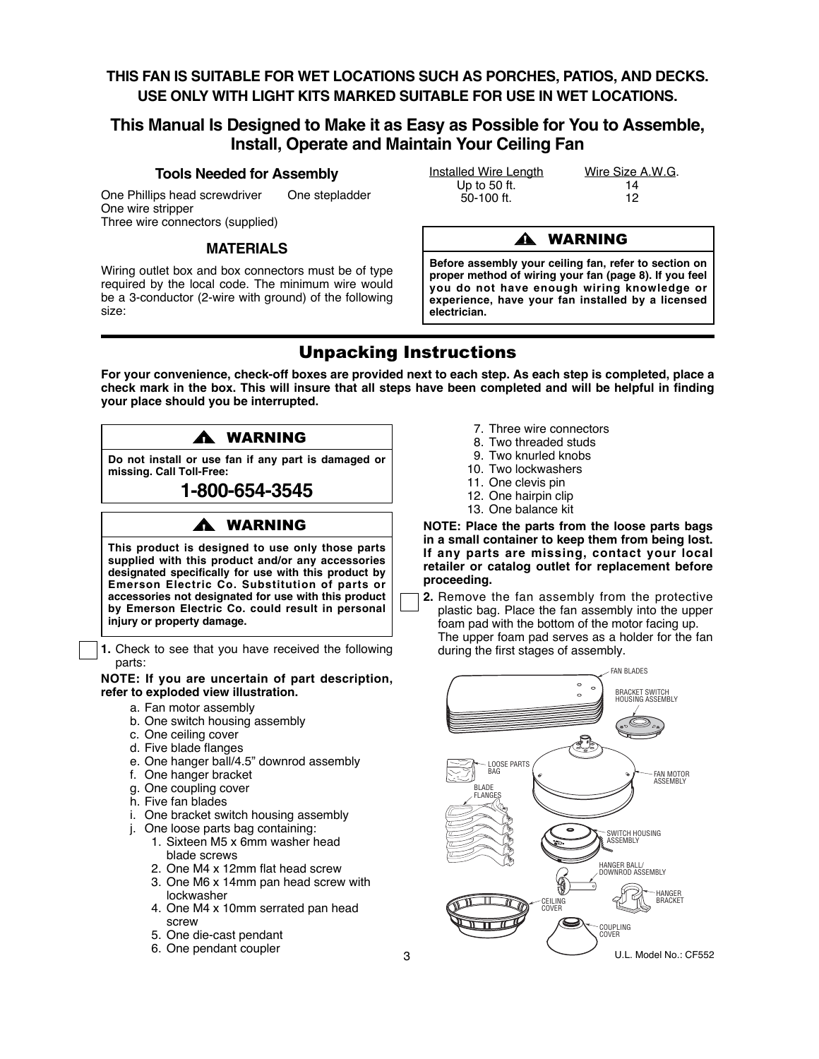**THIS FAN IS SUITABLE FOR WET LOCATIONS SUCH AS PORCHES, PATIOS, AND DECKS. USE ONLY WITH LIGHT KITS MARKED SUITABLE FOR USE IN WET LOCATIONS.**

## This Manual Is Designed to Make it as Easy as Possible for You to Assemble, Install, Operate and Maintain Your Ceiling Fan

### Tools Needed for Assembly

One Phillips head screwdriver
One stepladder
One wire stripper
Three wire connectors (supplied)

### MATERIALS

Wiring outlet box and box connectors must be of type required by the local code. The minimum wire would be a 3-conductor (2-wire with ground) of the following size:

| Installed Wire Length | Wire Size A.W.G. |
|---|---|
| Up to 50 ft. | 14 |
| 50-100 ft. | 12 |

> **⚠ WARNING**
>
> **Before assembly your ceiling fan, refer to section on proper method of wiring your fan (page 8). If you feel you do not have enough wiring knowledge or experience, have your fan installed by a licensed electrician.**

## Unpacking Instructions

**For your convenience, check-off boxes are provided next to each step. As each step is completed, place a check mark in the box. This will insure that all steps have been completed and will be helpful in finding your place should you be interrupted.**

> **⚠ WARNING**
>
> **Do not install or use fan if any part is damaged or missing. Call Toll-Free:**
>
> **1-800-654-3545**

> **⚠ WARNING**
>
> **This product is designed to use only those parts supplied with this product and/or any accessories designated specifically for use with this product by Emerson Electric Co. Substitution of parts or accessories not designated for use with this product by Emerson Electric Co. could result in personal injury or property damage.**

☐ **1.** Check to see that you have received the following parts:

**NOTE: If you are uncertain of part description, refer to exploded view illustration.**

a. Fan motor assembly
b. One switch housing assembly
c. One ceiling cover
d. Five blade flanges
e. One hanger ball/4.5" downrod assembly
f. One hanger bracket
g. One coupling cover
h. Five fan blades
i. One bracket switch housing assembly
j. One loose parts bag containing:
   1. Sixteen M5 x 6mm washer head blade screws
   2. One M4 x 12mm flat head screw
   3. One M6 x 14mm pan head screw with lockwasher
   4. One M4 x 10mm serrated pan head screw
   5. One die-cast pendant
   6. One pendant coupler
   7. Three wire connectors
   8. Two threaded studs
   9. Two knurled knobs
   10. Two lockwashers
   11. One clevis pin
   12. One hairpin clip
   13. One balance kit

**NOTE: Place the parts from the loose parts bags in a small container to keep them from being lost. If any parts are missing, contact your local retailer or catalog outlet for replacement before proceeding.**

☐ **2.** Remove the fan assembly from the protective plastic bag. Place the fan assembly into the upper foam pad with the bottom of the motor facing up. The upper foam pad serves as a holder for the fan during the first stages of assembly.

FAN BLADES, BRACKET SWITCH HOUSING ASSEMBLY, LOOSE PARTS BAG, FAN MOTOR ASSEMBLY, BLADE FLANGES, SWITCH HOUSING ASSEMBLY, HANGER BALL/DOWNROD ASSEMBLY, CEILING COVER, HANGER BRACKET, COUPLING COVER

U.L. Model No.: CF552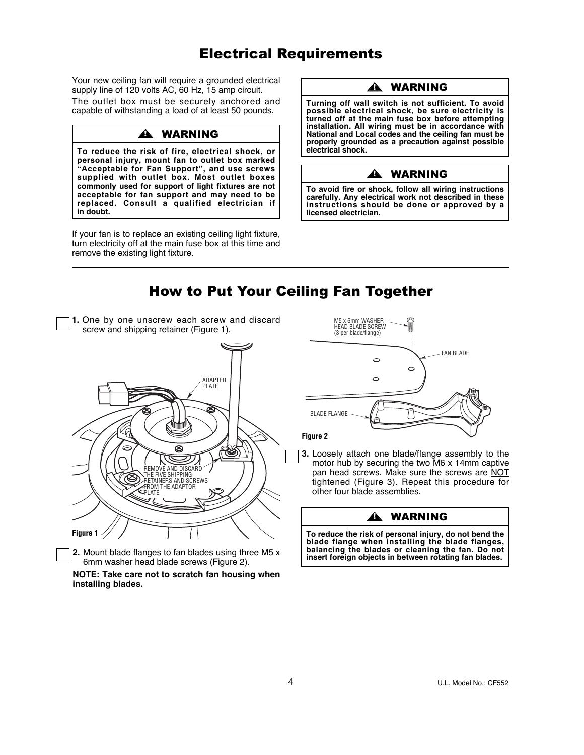# Electrical Requirements

Your new ceiling fan will require a grounded electrical supply line of 120 volts AC, 60 Hz, 15 amp circuit.

The outlet box must be securely anchored and capable of withstanding a load of at least 50 pounds.

> **⚠ WARNING**
>
> **To reduce the risk of fire, electrical shock, or personal injury, mount fan to outlet box marked "Acceptable for Fan Support", and use screws supplied with outlet box. Most outlet boxes commonly used for support of light fixtures are not acceptable for fan support and may need to be replaced. Consult a qualified electrician if in doubt.**

If your fan is to replace an existing ceiling light fixture, turn electricity off at the main fuse box at this time and remove the existing light fixture.

> **⚠ WARNING**
>
> **Turning off wall switch is not sufficient. To avoid possible electrical shock, be sure electricity is turned off at the main fuse box before attempting installation. All wiring must be in accordance with National and Local codes and the ceiling fan must be properly grounded as a precaution against possible electrical shock.**

> **⚠ WARNING**
>
> **To avoid fire or shock, follow all wiring instructions carefully. Any electrical work not described in these instructions should be done or approved by a licensed electrician.**

# How to Put Your Ceiling Fan Together

☐ **1.** One by one unscrew each screw and discard screw and shipping retainer (Figure 1).

ADAPTER PLATE

REMOVE AND DISCARD THE FIVE SHIPPING RETAINERS AND SCREWS FROM THE ADAPTOR PLATE

**Figure 1**

☐ **2.** Mount blade flanges to fan blades using three M5 x 6mm washer head blade screws (Figure 2).

**NOTE: Take care not to scratch fan housing when installing blades.**

M5 x 6mm WASHER HEAD BLADE SCREW (3 per blade/flange)

FAN BLADE

BLADE FLANGE

**Figure 2**

☐ **3.** Loosely attach one blade/flange assembly to the motor hub by securing the two M6 x 14mm captive pan head screws. Make sure the screws are <u>NOT</u> tightened (Figure 3). Repeat this procedure for other four blade assemblies.

> **⚠ WARNING**
>
> **To reduce the risk of personal injury, do not bend the blade flange when installing the blade flanges, balancing the blades or cleaning the fan. Do not insert foreign objects in between rotating fan blades.**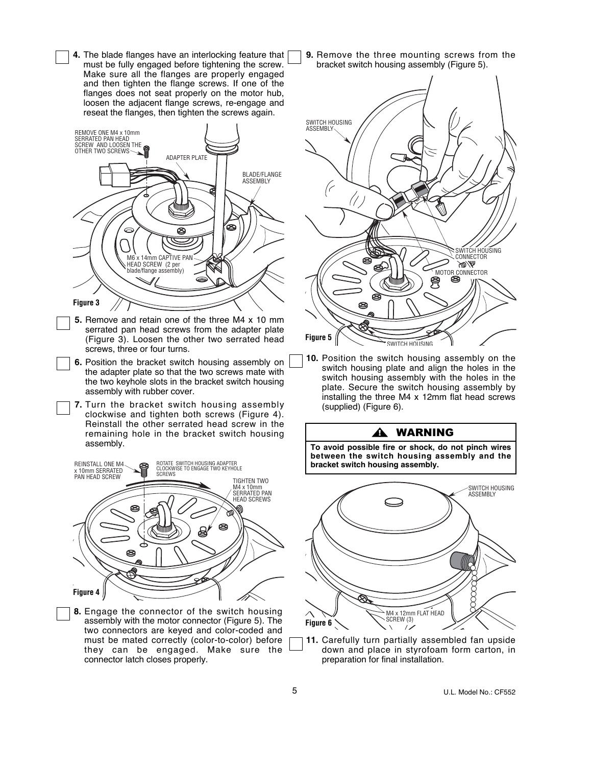☐ **4.** The blade flanges have an interlocking feature that must be fully engaged before tightening the screw. Make sure all the flanges are properly engaged and then tighten the flange screws. If one of the flanges does not seat properly on the motor hub, loosen the adjacent flange screws, re-engage and reseat the flanges, then tighten the screws again.

REMOVE ONE M4 x 10mm SERRATED PAN HEAD SCREW AND LOOSEN THE OTHER TWO SCREWS

ADAPTER PLATE

BLADE/FLANGE ASSEMBLY

M6 x 14mm CAPTIVE PAN HEAD SCREW (2 per blade/flange assembly)

**Figure 3**

☐ **5.** Remove and retain one of the three M4 x 10 mm serrated pan head screws from the adapter plate (Figure 3). Loosen the other two serrated head screws, three or four turns.

☐ **6.** Position the bracket switch housing assembly on the adapter plate so that the two screws mate with the two keyhole slots in the bracket switch housing assembly with rubber cover.

☐ **7.** Turn the bracket switch housing assembly clockwise and tighten both screws (Figure 4). Reinstall the other serrated head screw in the remaining hole in the bracket switch housing assembly.

REINSTALL ONE M4 x 10mm SERRATED PAN HEAD SCREW

ROTATE SWITCH HOUSING ADAPTER CLOCKWISE TO ENGAGE TWO KEYHOLE SCREWS

TIGHTEN TWO M4 x 10mm SERRATED PAN HEAD SCREWS

**Figure 4**

☐ **8.** Engage the connector of the switch housing assembly with the motor connector (Figure 5). The two connectors are keyed and color-coded and must be mated correctly (color-to-color) before they can be engaged. Make sure the connector latch closes properly.

☐ **9.** Remove the three mounting screws from the bracket switch housing assembly (Figure 5).

SWITCH HOUSING ASSEMBLY

SWITCH HOUSING CONNECTOR

MOTOR CONNECTOR

SWITCH HOUSING

**Figure 5**

☐ **10.** Position the switch housing assembly on the switch housing plate and align the holes in the switch housing assembly with the holes in the plate. Secure the switch housing assembly by installing the three M4 x 12mm flat head screws (supplied) (Figure 6).

> **⚠ WARNING**
>
> **To avoid possible fire or shock, do not pinch wires between the switch housing assembly and the bracket switch housing assembly.**

SWITCH HOUSING ASSEMBLY

M4 x 12mm FLAT HEAD SCREW (3)

**Figure 6**

☐ **11.** Carefully turn partially assembled fan upside down and place in styrofoam form carton, in preparation for final installation.

U.L. Model No.: CF552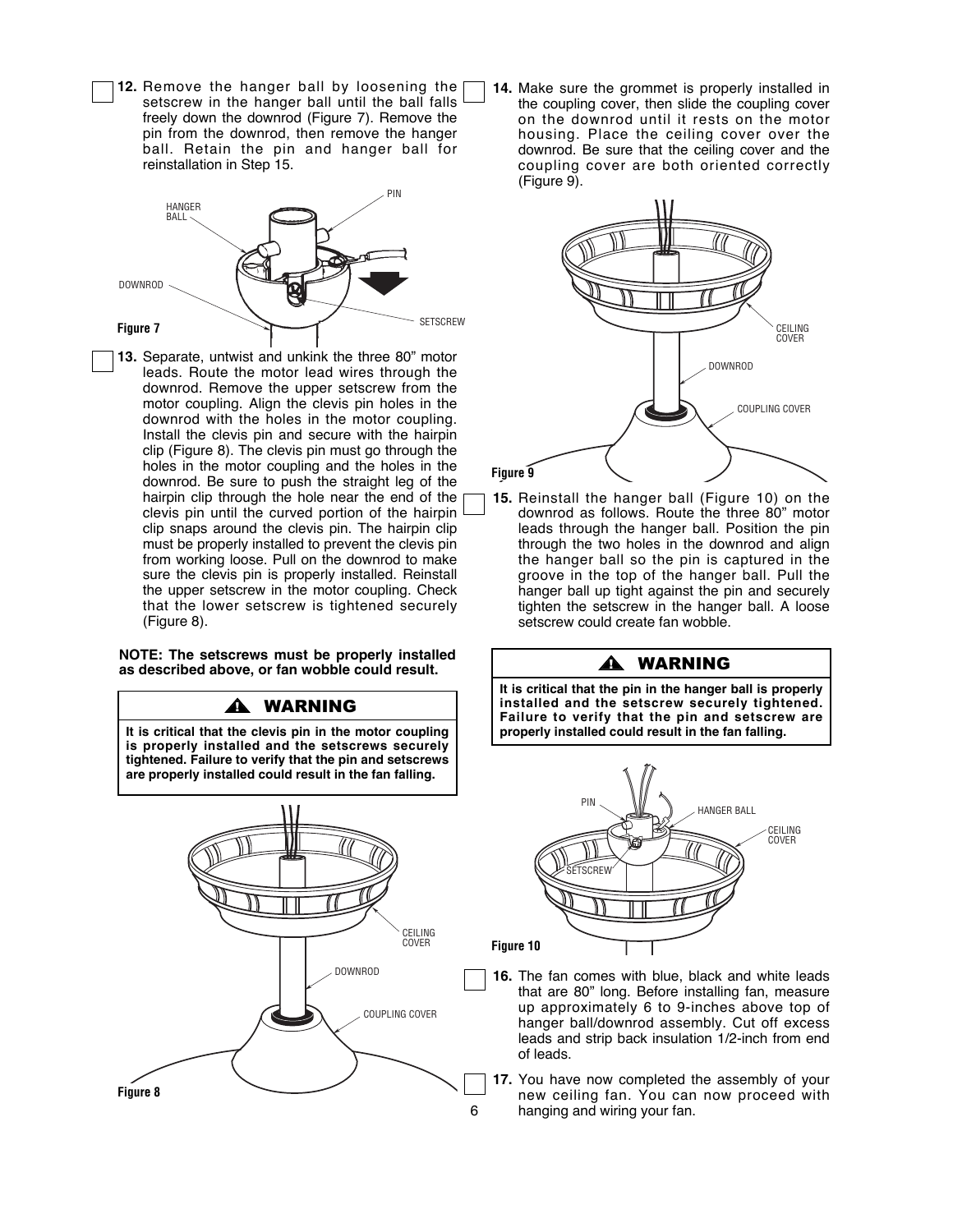12. Remove the hanger ball by loosening the setscrew in the hanger ball until the ball falls freely down the downrod (Figure 7). Remove the pin from the downrod, then remove the hanger ball. Retain the pin and hanger ball for reinstallation in Step 15.

HANGER BALL
PIN
DOWNROD
SETSCREW

**Figure 7**

13. Separate, untwist and unkink the three 80" motor leads. Route the motor lead wires through the downrod. Remove the upper setscrew from the motor coupling. Align the clevis pin holes in the downrod with the holes in the motor coupling. Install the clevis pin and secure with the hairpin clip (Figure 8). The clevis pin must go through the holes in the motor coupling and the holes in the downrod. Be sure to push the straight leg of the hairpin clip through the hole near the end of the clevis pin until the curved portion of the hairpin clip snaps around the clevis pin. The hairpin clip must be properly installed to prevent the clevis pin from working loose. Pull on the downrod to make sure the clevis pin is properly installed. Reinstall the upper setscrew in the motor coupling. Check that the lower setscrew is tightened securely (Figure 8).

**NOTE: The setscrews must be properly installed as described above, or fan wobble could result.**

**⚠ WARNING**

**It is critical that the clevis pin in the motor coupling is properly installed and the setscrews securely tightened. Failure to verify that the pin and setscrews are properly installed could result in the fan falling.**

CEILING COVER
DOWNROD
COUPLING COVER

**Figure 8**

14. Make sure the grommet is properly installed in the coupling cover, then slide the coupling cover on the downrod until it rests on the motor housing. Place the ceiling cover over the downrod. Be sure that the ceiling cover and the coupling cover are both oriented correctly (Figure 9).

CEILING COVER
DOWNROD
COUPLING COVER

**Figure 9**

15. Reinstall the hanger ball (Figure 10) on the downrod as follows. Route the three 80" motor leads through the hanger ball. Position the pin through the two holes in the downrod and align the hanger ball so the pin is captured in the groove in the top of the hanger ball. Pull the hanger ball up tight against the pin and securely tighten the setscrew in the hanger ball. A loose setscrew could create fan wobble.

**⚠ WARNING**

**It is critical that the pin in the hanger ball is properly installed and the setscrew securely tightened. Failure to verify that the pin and setscrew are properly installed could result in the fan falling.**

PIN
HANGER BALL
CEILING COVER
SETSCREW

**Figure 10**

16. The fan comes with blue, black and white leads that are 80" long. Before installing fan, measure up approximately 6 to 9-inches above top of hanger ball/downrod assembly. Cut off excess leads and strip back insulation 1/2-inch from end of leads.

17. You have now completed the assembly of your new ceiling fan. You can now proceed with hanging and wiring your fan.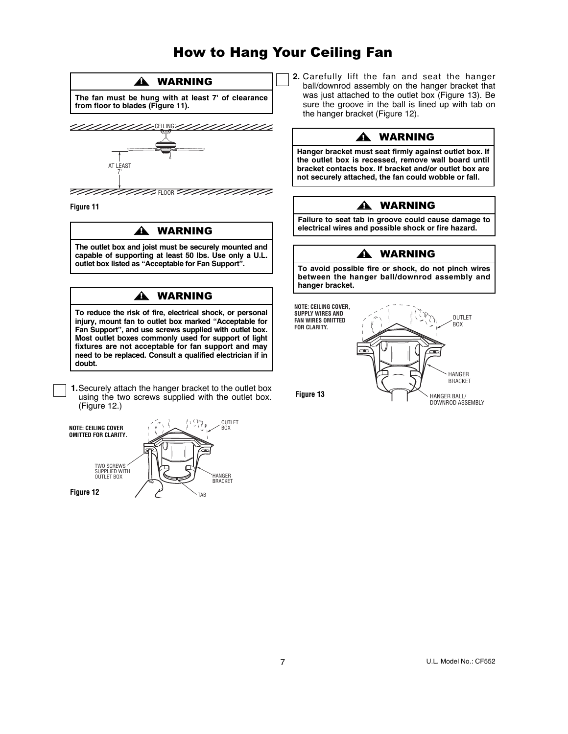# How to Hang Your Ceiling Fan

## ⚠ WARNING

**The fan must be hung with at least 7' of clearance from floor to blades (Figure 11).**

CEILING

AT LEAST 7'

FLOOR

**Figure 11**

## ⚠ WARNING

**The outlet box and joist must be securely mounted and capable of supporting at least 50 lbs. Use only a U.L. outlet box listed as "Acceptable for Fan Support".**

## ⚠ WARNING

**To reduce the risk of fire, electrical shock, or personal injury, mount fan to outlet box marked "Acceptable for Fan Support", and use screws supplied with outlet box. Most outlet boxes commonly used for support of light fixtures are not acceptable for fan support and may need to be replaced. Consult a qualified electrician if in doubt.**

☐ **1.** Securely attach the hanger bracket to the outlet box using the two screws supplied with the outlet box. (Figure 12.)

**NOTE: CEILING COVER OMITTED FOR CLARITY.**

OUTLET BOX

TWO SCREWS SUPPLIED WITH OUTLET BOX

HANGER BRACKET

TAB

**Figure 12**

☐ **2.** Carefully lift the fan and seat the hanger ball/downrod assembly on the hanger bracket that was just attached to the outlet box (Figure 13). Be sure the groove in the ball is lined up with tab on the hanger bracket (Figure 12).

## ⚠ WARNING

**Hanger bracket must seat firmly against outlet box. If the outlet box is recessed, remove wall board until bracket contacts box. If bracket and/or outlet box are not securely attached, the fan could wobble or fall.**

## ⚠ WARNING

**Failure to seat tab in groove could cause damage to electrical wires and possible shock or fire hazard.**

## ⚠ WARNING

**To avoid possible fire or shock, do not pinch wires between the hanger ball/downrod assembly and hanger bracket.**

**NOTE: CEILING COVER, SUPPLY WIRES AND FAN WIRES OMITTED FOR CLARITY.**

OUTLET BOX

HANGER BRACKET

HANGER BALL/ DOWNROD ASSEMBLY

**Figure 13**

U.L. Model No.: CF552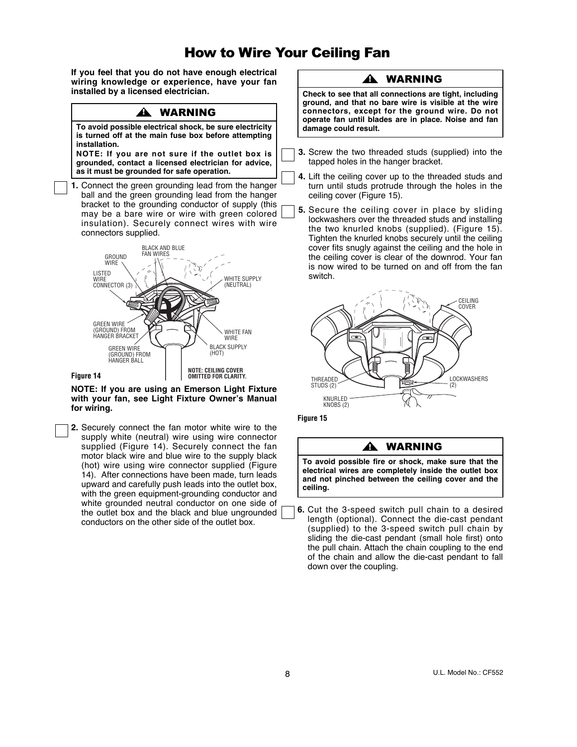# How to Wire Your Ceiling Fan

**If you feel that you do not have enough electrical wiring knowledge or experience, have your fan installed by a licensed electrician.**

> **⚠ WARNING**
>
> **To avoid possible electrical shock, be sure electricity is turned off at the main fuse box before attempting installation.**
>
> **NOTE: If you are not sure if the outlet box is grounded, contact a licensed electrician for advice, as it must be grounded for safe operation.**

☐ **1.** Connect the green grounding lead from the hanger ball and the green grounding lead from the hanger bracket to the grounding conductor of supply (this may be a bare wire or wire with green colored insulation). Securely connect wires with wire connectors supplied.

GROUND WIRE
BLACK AND BLUE FAN WIRES
LISTED WIRE CONNECTOR (3)
WHITE SUPPLY (NEUTRAL)
GREEN WIRE (GROUND) FROM HANGER BRACKET
WHITE FAN WIRE
GREEN WIRE (GROUND) FROM HANGER BALL
BLACK SUPPLY (HOT)
NOTE: CEILING COVER OMITTED FOR CLARITY.

**Figure 14**

**NOTE: If you are using an Emerson Light Fixture with your fan, see Light Fixture Owner's Manual for wiring.**

☐ **2.** Securely connect the fan motor white wire to the supply white (neutral) wire using wire connector supplied (Figure 14). Securely connect the fan motor black wire and blue wire to the supply black (hot) wire using wire connector supplied (Figure 14). After connections have been made, turn leads upward and carefully push leads into the outlet box, with the green equipment-grounding conductor and white grounded neutral conductor on one side of the outlet box and the black and blue ungrounded conductors on the other side of the outlet box.

> **⚠ WARNING**
>
> **Check to see that all connections are tight, including ground, and that no bare wire is visible at the wire connectors, except for the ground wire. Do not operate fan until blades are in place. Noise and fan damage could result.**

☐ **3.** Screw the two threaded studs (supplied) into the tapped holes in the hanger bracket.

☐ **4.** Lift the ceiling cover up to the threaded studs and turn until studs protrude through the holes in the ceiling cover (Figure 15).

☐ **5.** Secure the ceiling cover in place by sliding lockwashers over the threaded studs and installing the two knurled knobs (supplied). (Figure 15). Tighten the knurled knobs securely until the ceiling cover fits snugly against the ceiling and the hole in the ceiling cover is clear of the downrod. Your fan is now wired to be turned on and off from the fan switch.

CEILING COVER
THREADED STUDS (2)
LOCKWASHERS (2)
KNURLED KNOBS (2)

**Figure 15**

> **⚠ WARNING**
>
> **To avoid possible fire or shock, make sure that the electrical wires are completely inside the outlet box and not pinched between the ceiling cover and the ceiling.**

☐ **6.** Cut the 3-speed switch pull chain to a desired length (optional). Connect the die-cast pendant (supplied) to the 3-speed switch pull chain by sliding the die-cast pendant (small hole first) onto the pull chain. Attach the chain coupling to the end of the chain and allow the die-cast pendant to fall down over the coupling.

U.L. Model No.: CF552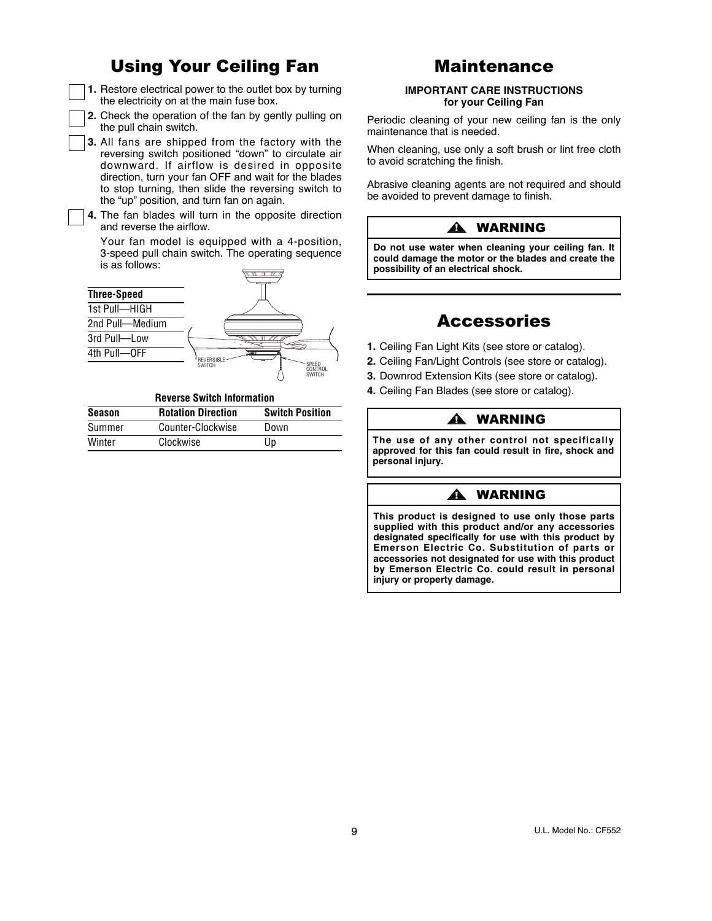# Using Your Ceiling Fan

1. Restore electrical power to the outlet box by turning the electricity on at the main fuse box.
2. Check the operation of the fan by gently pulling on the pull chain switch.
3. All fans are shipped from the factory with the reversing switch positioned "down" to circulate air downward. If airflow is desired in opposite direction, turn your fan OFF and wait for the blades to stop turning, then slide the reversing switch to the "up" position, and turn fan on again.
4. The fan blades will turn in the opposite direction and reverse the airflow.

   Your fan model is equipped with a 4-position, 3-speed pull chain switch. The operating sequence is as follows:

| Three-Speed |
|---|
| 1st Pull—HIGH |
| 2nd Pull—Medium |
| 3rd Pull—Low |
| 4th Pull—OFF |

REVERSIBLE SWITCH

SPEED CONTROL SWITCH

**Reverse Switch Information**

| Season | Rotation Direction | Switch Position |
|---|---|---|
| Summer | Counter-Clockwise | Down |
| Winter | Clockwise | Up |

# Maintenance

**IMPORTANT CARE INSTRUCTIONS**
**for your Ceiling Fan**

Periodic cleaning of your new ceiling fan is the only maintenance that is needed.

When cleaning, use only a soft brush or lint free cloth to avoid scratching the finish.

Abrasive cleaning agents are not required and should be avoided to prevent damage to finish.

**⚠ WARNING**

**Do not use water when cleaning your ceiling fan. It could damage the motor or the blades and create the possibility of an electrical shock.**

# Accessories

1. Ceiling Fan Light Kits (see store or catalog).
2. Ceiling Fan/Light Controls (see store or catalog).
3. Downrod Extension Kits (see store or catalog).
4. Ceiling Fan Blades (see store or catalog).

**⚠ WARNING**

**The use of any other control not specifically approved for this fan could result in fire, shock and personal injury.**

**⚠ WARNING**

**This product is designed to use only those parts supplied with this product and/or any accessories designated specifically for use with this product by Emerson Electric Co. Substitution of parts or accessories not designated for use with this product by Emerson Electric Co. could result in personal injury or property damage.**

U.L. Model No.: CF552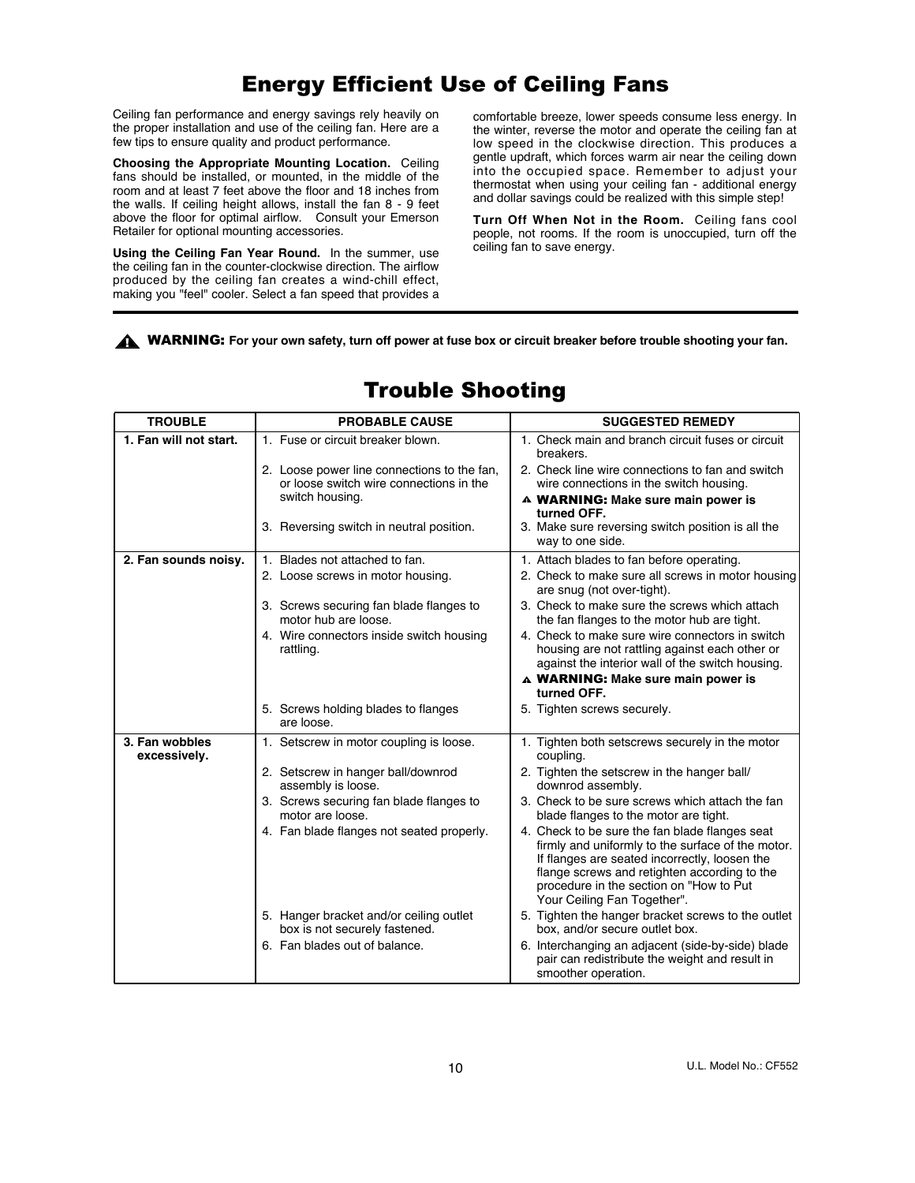# Energy Efficient Use of Ceiling Fans

Ceiling fan performance and energy savings rely heavily on the proper installation and use of the ceiling fan. Here are a few tips to ensure quality and product performance.

**Choosing the Appropriate Mounting Location.** Ceiling fans should be installed, or mounted, in the middle of the room and at least 7 feet above the floor and 18 inches from the walls. If ceiling height allows, install the fan 8 - 9 feet above the floor for optimal airflow. Consult your Emerson Retailer for optional mounting accessories.

**Using the Ceiling Fan Year Round.** In the summer, use the ceiling fan in the counter-clockwise direction. The airflow produced by the ceiling fan creates a wind-chill effect, making you "feel" cooler. Select a fan speed that provides a comfortable breeze, lower speeds consume less energy. In the winter, reverse the motor and operate the ceiling fan at low speed in the clockwise direction. This produces a gentle updraft, which forces warm air near the ceiling down into the occupied space. Remember to adjust your thermostat when using your ceiling fan - additional energy and dollar savings could be realized with this simple step!

**Turn Off When Not in the Room.** Ceiling fans cool people, not rooms. If the room is unoccupied, turn off the ceiling fan to save energy.

---

⚠ **WARNING: For your own safety, turn off power at fuse box or circuit breaker before trouble shooting your fan.**

# Trouble Shooting

| TROUBLE | PROBABLE CAUSE | SUGGESTED REMEDY |
|---|---|---|
| **1. Fan will not start.** | 1. Fuse or circuit breaker blown. | 1. Check main and branch circuit fuses or circuit breakers. |
| | 2. Loose power line connections to the fan, or loose switch wire connections in the switch housing. | 2. Check line wire connections to fan and switch wire connections in the switch housing. ⚠ **WARNING: Make sure main power is turned OFF.** |
| | 3. Reversing switch in neutral position. | 3. Make sure reversing switch position is all the way to one side. |
| **2. Fan sounds noisy.** | 1. Blades not attached to fan. | 1. Attach blades to fan before operating. |
| | 2. Loose screws in motor housing. | 2. Check to make sure all screws in motor housing are snug (not over-tight). |
| | 3. Screws securing fan blade flanges to motor hub are loose. | 3. Check to make sure the screws which attach the fan flanges to the motor hub are tight. |
| | 4. Wire connectors inside switch housing rattling. | 4. Check to make sure wire connectors in switch housing are not rattling against each other or against the interior wall of the switch housing. ⚠ **WARNING: Make sure main power is turned OFF.** |
| | 5. Screws holding blades to flanges are loose. | 5. Tighten screws securely. |
| **3. Fan wobbles excessively.** | 1. Setscrew in motor coupling is loose. | 1. Tighten both setscrews securely in the motor coupling. |
| | 2. Setscrew in hanger ball/downrod assembly is loose. | 2. Tighten the setscrew in the hanger ball/ downrod assembly. |
| | 3. Screws securing fan blade flanges to motor are loose. | 3. Check to be sure screws which attach the fan blade flanges to the motor are tight. |
| | 4. Fan blade flanges not seated properly. | 4. Check to be sure the fan blade flanges seat firmly and uniformly to the surface of the motor. If flanges are seated incorrectly, loosen the flange screws and retighten according to the procedure in the section on "How to Put Your Ceiling Fan Together". |
| | 5. Hanger bracket and/or ceiling outlet box is not securely fastened. | 5. Tighten the hanger bracket screws to the outlet box, and/or secure outlet box. |
| | 6. Fan blades out of balance. | 6. Interchanging an adjacent (side-by-side) blade pair can redistribute the weight and result in smoother operation. |

U.L. Model No.: CF552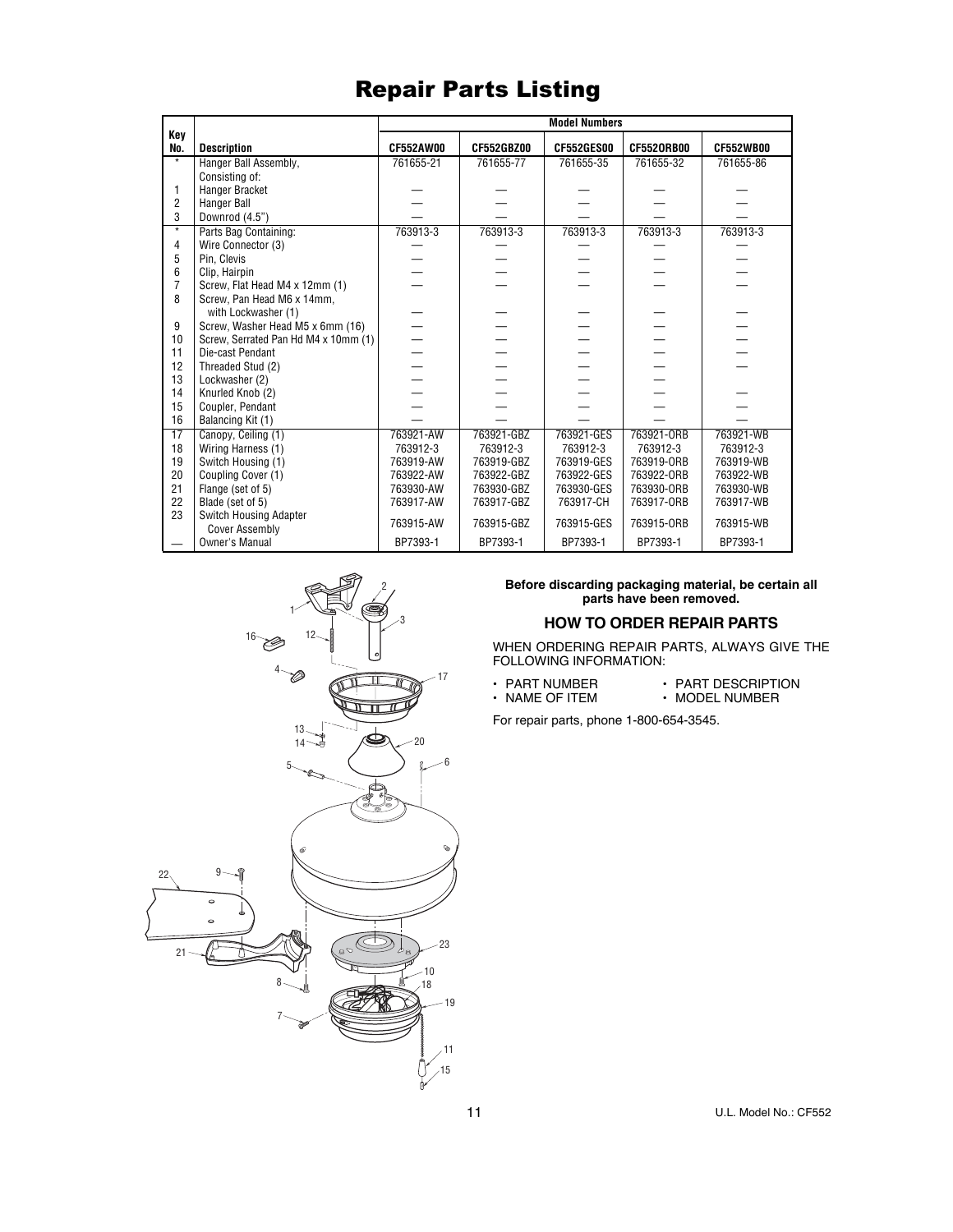# Repair Parts Listing

| Key No. | Description | Model Numbers | | | | |
|---|---|---|---|---|---|---|
| | | CF552AW00 | CF552GBZ00 | CF552GES00 | CF552ORB00 | CF552WB00 |
| * | Hanger Ball Assembly, Consisting of: | 761655-21 | 761655-77 | 761655-35 | 761655-32 | 761655-86 |
| 1 | Hanger Bracket | — | — | — | — | — |
| 2 | Hanger Ball | — | — | — | — | — |
| 3 | Downrod (4.5") | — | — | — | — | — |
| * | Parts Bag Containing: | 763913-3 | 763913-3 | 763913-3 | 763913-3 | 763913-3 |
| 4 | Wire Connector (3) | — | — | — | — | — |
| 5 | Pin, Clevis | — | — | — | — | — |
| 6 | Clip, Hairpin | — | — | — | — | — |
| 7 | Screw, Flat Head M4 x 12mm (1) | — | — | — | — | — |
| 8 | Screw, Pan Head M6 x 14mm, with Lockwasher (1) | — | — | — | — | — |
| 9 | Screw, Washer Head M5 x 6mm (16) | — | — | — | — | — |
| 10 | Screw, Serrated Pan Hd M4 x 10mm (1) | — | — | — | — | — |
| 11 | Die-cast Pendant | — | — | — | — | — |
| 12 | Threaded Stud (2) | — | — | — | — | — |
| 13 | Lockwasher (2) | — | — | — | — | |
| 14 | Knurled Knob (2) | — | — | — | — | — |
| 15 | Coupler, Pendant | — | — | — | — | — |
| 16 | Balancing Kit (1) | — | — | — | — | — |
| 17 | Canopy, Ceiling (1) | 763921-AW | 763921-GBZ | 763921-GES | 763921-ORB | 763921-WB |
| 18 | Wiring Harness (1) | 763912-3 | 763912-3 | 763912-3 | 763912-3 | 763912-3 |
| 19 | Switch Housing (1) | 763919-AW | 763919-GBZ | 763919-GES | 763919-ORB | 763919-WB |
| 20 | Coupling Cover (1) | 763922-AW | 763922-GBZ | 763922-GES | 763922-ORB | 763922-WB |
| 21 | Flange (set of 5) | 763930-AW | 763930-GBZ | 763930-GES | 763930-ORB | 763930-WB |
| 22 | Blade (set of 5) | 763917-AW | 763917-GBZ | 763917-CH | 763917-ORB | 763917-WB |
| 23 | Switch Housing Adapter Cover Assembly | 763915-AW | 763915-GBZ | 763915-GES | 763915-ORB | 763915-WB |
| — | Owner's Manual | BP7393-1 | BP7393-1 | BP7393-1 | BP7393-1 | BP7393-1 |

**Before discarding packaging material, be certain all parts have been removed.**

### HOW TO ORDER REPAIR PARTS

WHEN ORDERING REPAIR PARTS, ALWAYS GIVE THE FOLLOWING INFORMATION:

- PART NUMBER
- NAME OF ITEM
- PART DESCRIPTION
- MODEL NUMBER

For repair parts, phone 1-800-654-3545.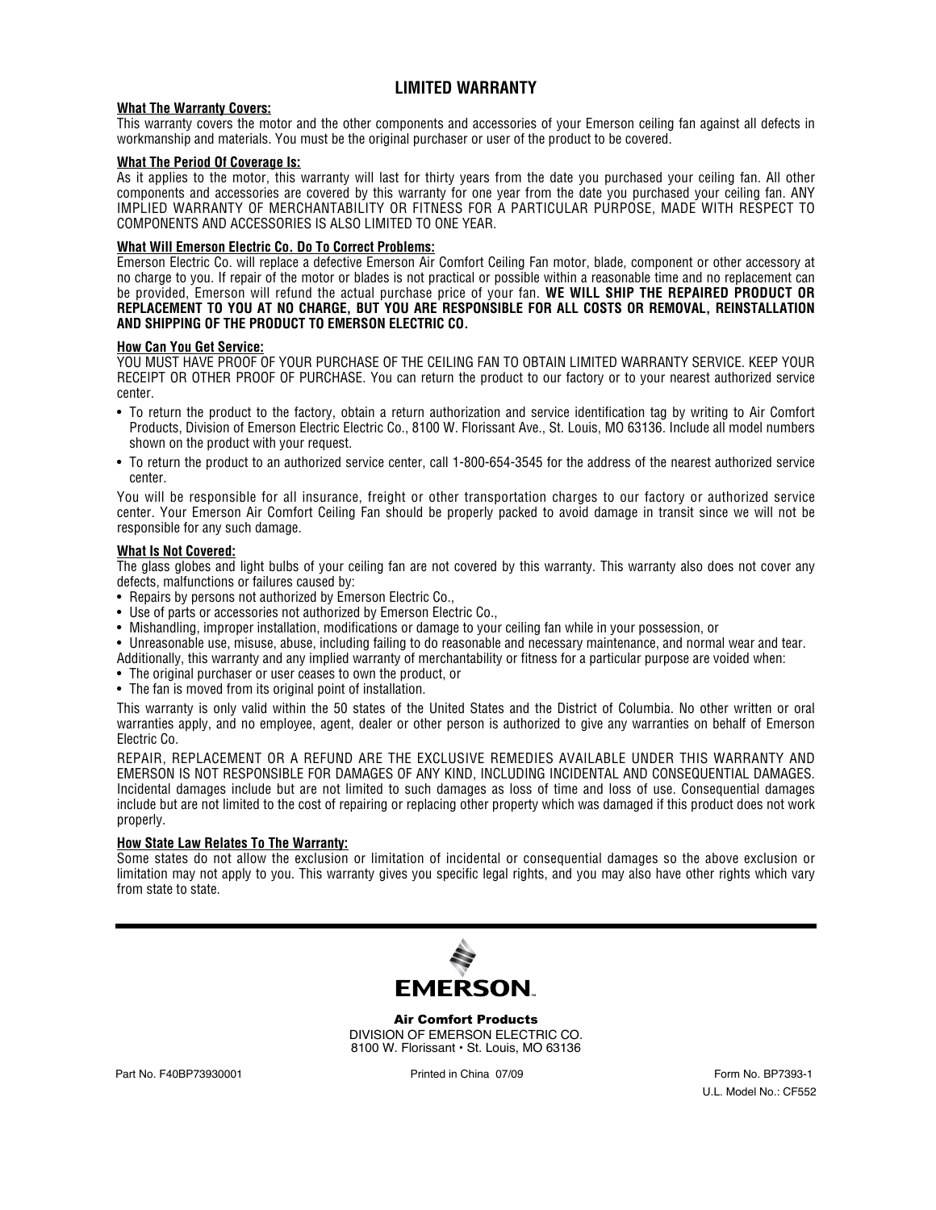# LIMITED WARRANTY

**What The Warranty Covers:**

This warranty covers the motor and the other components and accessories of your Emerson ceiling fan against all defects in workmanship and materials. You must be the original purchaser or user of the product to be covered.

**What The Period Of Coverage Is:**

As it applies to the motor, this warranty will last for thirty years from the date you purchased your ceiling fan. All other components and accessories are covered by this warranty for one year from the date you purchased your ceiling fan. ANY IMPLIED WARRANTY OF MERCHANTABILITY OR FITNESS FOR A PARTICULAR PURPOSE, MADE WITH RESPECT TO COMPONENTS AND ACCESSORIES IS ALSO LIMITED TO ONE YEAR.

**What Will Emerson Electric Co. Do To Correct Problems:**

Emerson Electric Co. will replace a defective Emerson Air Comfort Ceiling Fan motor, blade, component or other accessory at no charge to you. If repair of the motor or blades is not practical or possible within a reasonable time and no replacement can be provided, Emerson will refund the actual purchase price of your fan. **WE WILL SHIP THE REPAIRED PRODUCT OR REPLACEMENT TO YOU AT NO CHARGE, BUT YOU ARE RESPONSIBLE FOR ALL COSTS OR REMOVAL, REINSTALLATION AND SHIPPING OF THE PRODUCT TO EMERSON ELECTRIC CO.**

**How Can You Get Service:**

YOU MUST HAVE PROOF OF YOUR PURCHASE OF THE CEILING FAN TO OBTAIN LIMITED WARRANTY SERVICE. KEEP YOUR RECEIPT OR OTHER PROOF OF PURCHASE. You can return the product to our factory or to your nearest authorized service center.

- To return the product to the factory, obtain a return authorization and service identification tag by writing to Air Comfort Products, Division of Emerson Electric Electric Co., 8100 W. Florissant Ave., St. Louis, MO 63136. Include all model numbers shown on the product with your request.
- To return the product to an authorized service center, call 1-800-654-3545 for the address of the nearest authorized service center.

You will be responsible for all insurance, freight or other transportation charges to our factory or authorized service center. Your Emerson Air Comfort Ceiling Fan should be properly packed to avoid damage in transit since we will not be responsible for any such damage.

**What Is Not Covered:**

The glass globes and light bulbs of your ceiling fan are not covered by this warranty. This warranty also does not cover any defects, malfunctions or failures caused by:

- Repairs by persons not authorized by Emerson Electric Co.,
- Use of parts or accessories not authorized by Emerson Electric Co.,
- Mishandling, improper installation, modifications or damage to your ceiling fan while in your possession, or
- Unreasonable use, misuse, abuse, including failing to do reasonable and necessary maintenance, and normal wear and tear.

Additionally, this warranty and any implied warranty of merchantability or fitness for a particular purpose are voided when:

- The original purchaser or user ceases to own the product, or
- The fan is moved from its original point of installation.

This warranty is only valid within the 50 states of the United States and the District of Columbia. No other written or oral warranties apply, and no employee, agent, dealer or other person is authorized to give any warranties on behalf of Emerson Electric Co.

REPAIR, REPLACEMENT OR A REFUND ARE THE EXCLUSIVE REMEDIES AVAILABLE UNDER THIS WARRANTY AND EMERSON IS NOT RESPONSIBLE FOR DAMAGES OF ANY KIND, INCLUDING INCIDENTAL AND CONSEQUENTIAL DAMAGES. Incidental damages include but are not limited to such damages as loss of time and loss of use. Consequential damages include but are not limited to the cost of repairing or replacing other property which was damaged if this product does not work properly.

**How State Law Relates To The Warranty:**

Some states do not allow the exclusion or limitation of incidental or consequential damages so the above exclusion or limitation may not apply to you. This warranty gives you specific legal rights, and you may also have other rights which vary from state to state.

---

EMERSON™

**Air Comfort Products**
DIVISION OF EMERSON ELECTRIC CO.
8100 W. Florissant • St. Louis, MO 63136

Part No. F40BP73930001 Printed in China 07/09 Form No. BP7393-1
U.L. Model No.: CF552